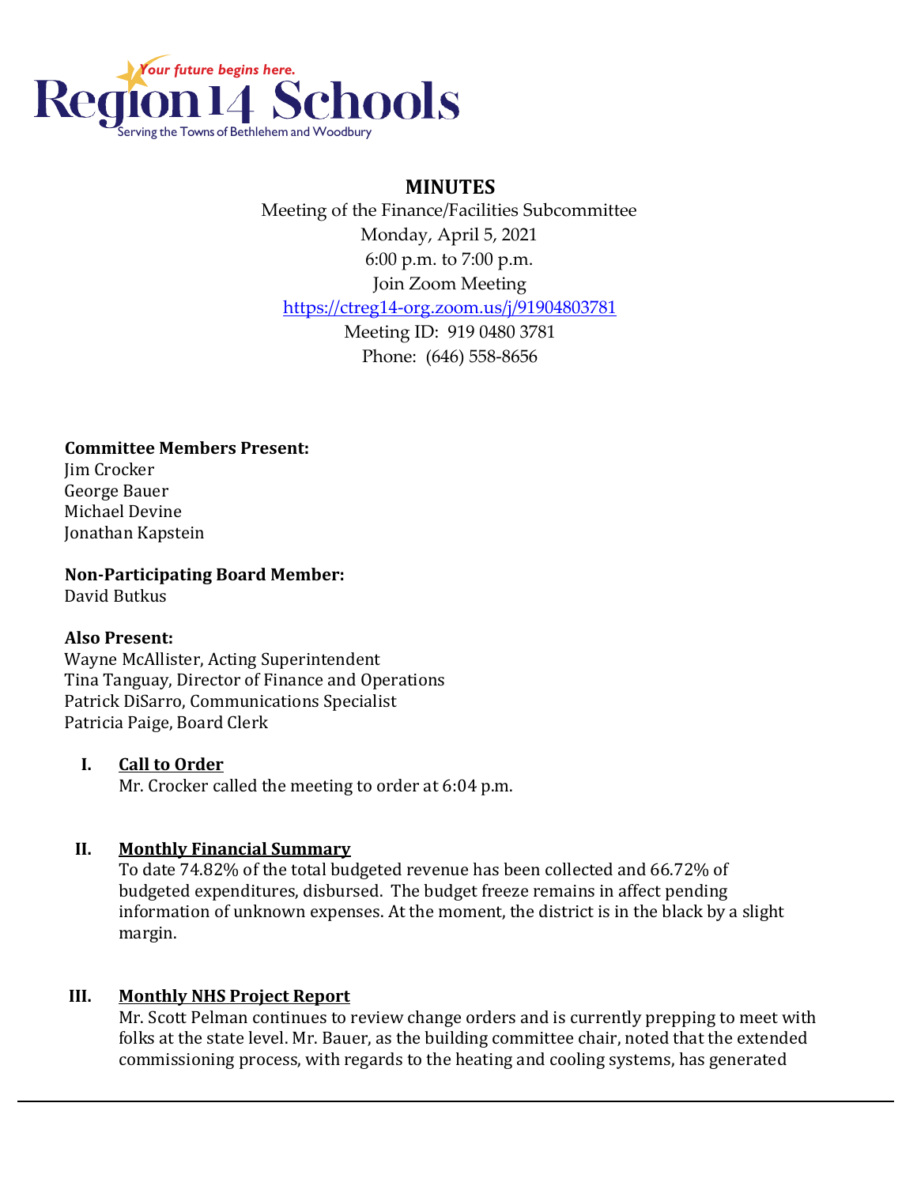Region 14 Schools
*Your future begins here.*
Serving the Towns of Bethlehem and Woodbury

# MINUTES

Meeting of the Finance/Facilities Subcommittee
Monday, April 5, 2021
6:00 p.m. to 7:00 p.m.
Join Zoom Meeting
https://ctreg14-org.zoom.us/j/91904803781
Meeting ID: 919 0480 3781
Phone: (646) 558-8656

**Committee Members Present:**
Jim Crocker
George Bauer
Michael Devine
Jonathan Kapstein

**Non-Participating Board Member:**
David Butkus

**Also Present:**
Wayne McAllister, Acting Superintendent
Tina Tanguay, Director of Finance and Operations
Patrick DiSarro, Communications Specialist
Patricia Paige, Board Clerk

## I. Call to Order

Mr. Crocker called the meeting to order at 6:04 p.m.

## II. Monthly Financial Summary

To date 74.82% of the total budgeted revenue has been collected and 66.72% of budgeted expenditures, disbursed. The budget freeze remains in affect pending information of unknown expenses. At the moment, the district is in the black by a slight margin.

## III. Monthly NHS Project Report

Mr. Scott Pelman continues to review change orders and is currently prepping to meet with folks at the state level. Mr. Bauer, as the building committee chair, noted that the extended commissioning process, with regards to the heating and cooling systems, has generated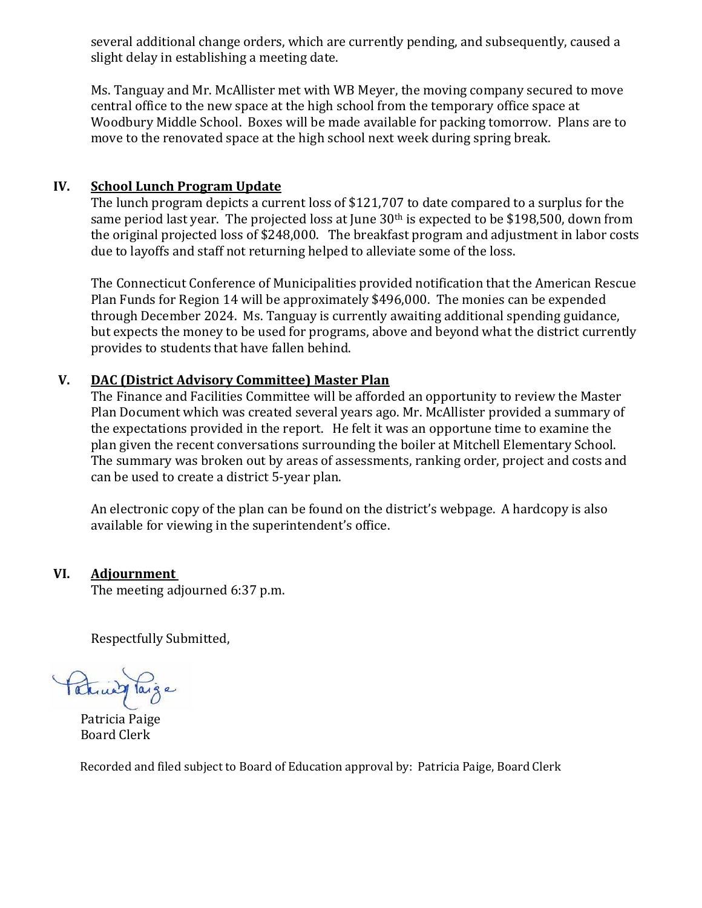several additional change orders, which are currently pending, and subsequently, caused a slight delay in establishing a meeting date.

Ms. Tanguay and Mr. McAllister met with WB Meyer, the moving company secured to move central office to the new space at the high school from the temporary office space at Woodbury Middle School. Boxes will be made available for packing tomorrow. Plans are to move to the renovated space at the high school next week during spring break.

## IV. School Lunch Program Update

The lunch program depicts a current loss of $121,707 to date compared to a surplus for the same period last year. The projected loss at June 30th is expected to be $198,500, down from the original projected loss of $248,000. The breakfast program and adjustment in labor costs due to layoffs and staff not returning helped to alleviate some of the loss.

The Connecticut Conference of Municipalities provided notification that the American Rescue Plan Funds for Region 14 will be approximately $496,000. The monies can be expended through December 2024. Ms. Tanguay is currently awaiting additional spending guidance, but expects the money to be used for programs, above and beyond what the district currently provides to students that have fallen behind.

## V. DAC (District Advisory Committee) Master Plan

The Finance and Facilities Committee will be afforded an opportunity to review the Master Plan Document which was created several years ago. Mr. McAllister provided a summary of the expectations provided in the report. He felt it was an opportune time to examine the plan given the recent conversations surrounding the boiler at Mitchell Elementary School. The summary was broken out by areas of assessments, ranking order, project and costs and can be used to create a district 5-year plan.

An electronic copy of the plan can be found on the district's webpage. A hardcopy is also available for viewing in the superintendent's office.

## VI. Adjournment

The meeting adjourned 6:37 p.m.

Respectfully Submitted,

Patricia Paige
Board Clerk

Recorded and filed subject to Board of Education approval by: Patricia Paige, Board Clerk